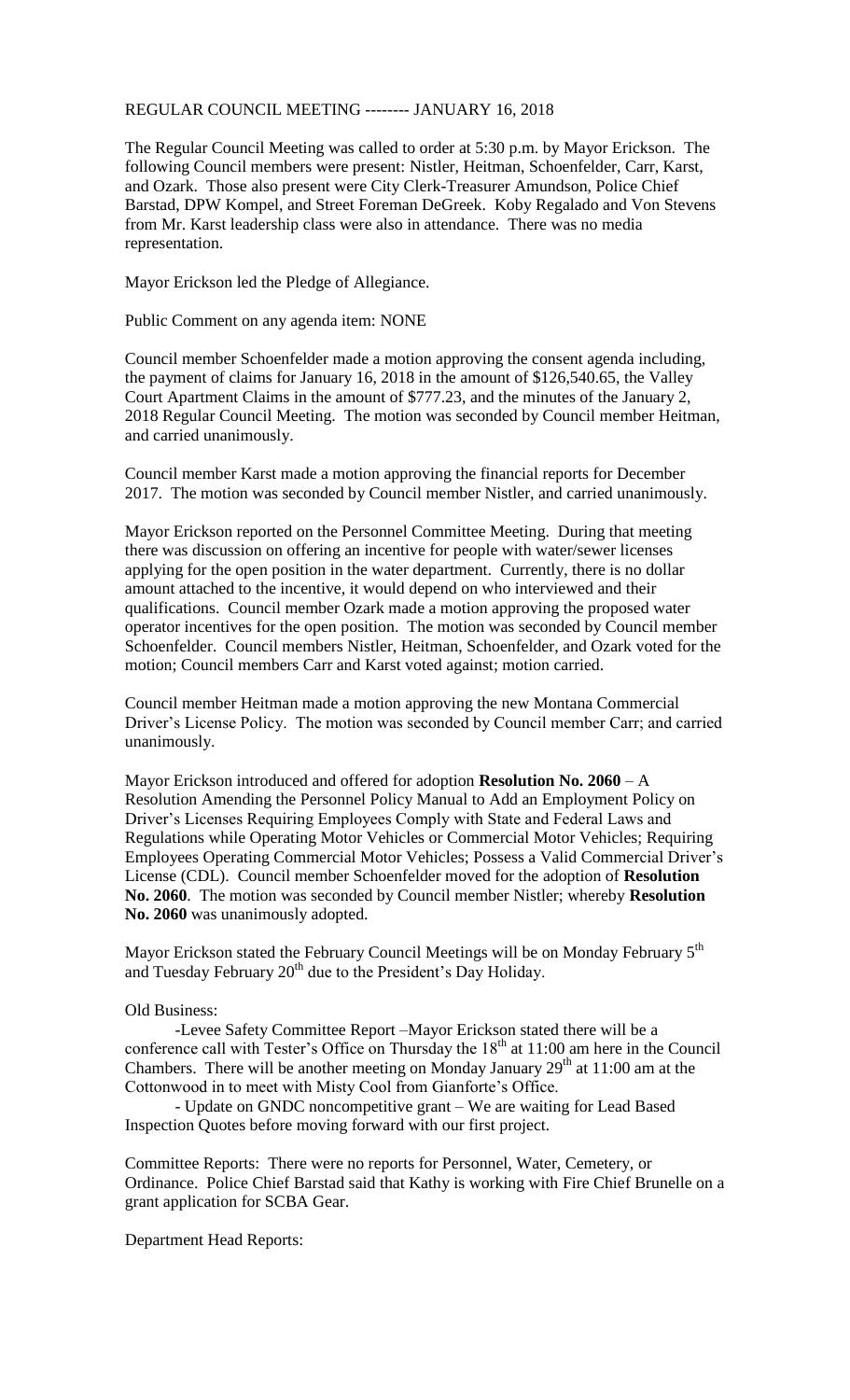REGULAR COUNCIL MEETING -------- JANUARY 16, 2018

The Regular Council Meeting was called to order at 5:30 p.m. by Mayor Erickson. The following Council members were present: Nistler, Heitman, Schoenfelder, Carr, Karst, and Ozark. Those also present were City Clerk-Treasurer Amundson, Police Chief Barstad, DPW Kompel, and Street Foreman DeGreek. Koby Regalado and Von Stevens from Mr. Karst leadership class were also in attendance. There was no media representation.

Mayor Erickson led the Pledge of Allegiance.

Public Comment on any agenda item: NONE

Council member Schoenfelder made a motion approving the consent agenda including, the payment of claims for January 16, 2018 in the amount of $126,540.65, the Valley Court Apartment Claims in the amount of $777.23, and the minutes of the January 2, 2018 Regular Council Meeting. The motion was seconded by Council member Heitman, and carried unanimously.

Council member Karst made a motion approving the financial reports for December 2017. The motion was seconded by Council member Nistler, and carried unanimously.

Mayor Erickson reported on the Personnel Committee Meeting. During that meeting there was discussion on offering an incentive for people with water/sewer licenses applying for the open position in the water department. Currently, there is no dollar amount attached to the incentive, it would depend on who interviewed and their qualifications. Council member Ozark made a motion approving the proposed water operator incentives for the open position. The motion was seconded by Council member Schoenfelder. Council members Nistler, Heitman, Schoenfelder, and Ozark voted for the motion; Council members Carr and Karst voted against; motion carried.

Council member Heitman made a motion approving the new Montana Commercial Driver's License Policy. The motion was seconded by Council member Carr; and carried unanimously.

Mayor Erickson introduced and offered for adoption **Resolution No. 2060** – A Resolution Amending the Personnel Policy Manual to Add an Employment Policy on Driver's Licenses Requiring Employees Comply with State and Federal Laws and Regulations while Operating Motor Vehicles or Commercial Motor Vehicles; Requiring Employees Operating Commercial Motor Vehicles; Possess a Valid Commercial Driver's License (CDL). Council member Schoenfelder moved for the adoption of **Resolution No. 2060**. The motion was seconded by Council member Nistler; whereby **Resolution No. 2060** was unanimously adopted.

Mayor Erickson stated the February Council Meetings will be on Monday February 5th and Tuesday February 20th due to the President's Day Holiday.

Old Business:

-Levee Safety Committee Report –Mayor Erickson stated there will be a conference call with Tester's Office on Thursday the 18th at 11:00 am here in the Council Chambers. There will be another meeting on Monday January 29th at 11:00 am at the Cottonwood in to meet with Misty Cool from Gianforte's Office.

- Update on GNDC noncompetitive grant – We are waiting for Lead Based Inspection Quotes before moving forward with our first project.

Committee Reports: There were no reports for Personnel, Water, Cemetery, or Ordinance. Police Chief Barstad said that Kathy is working with Fire Chief Brunelle on a grant application for SCBA Gear.

Department Head Reports: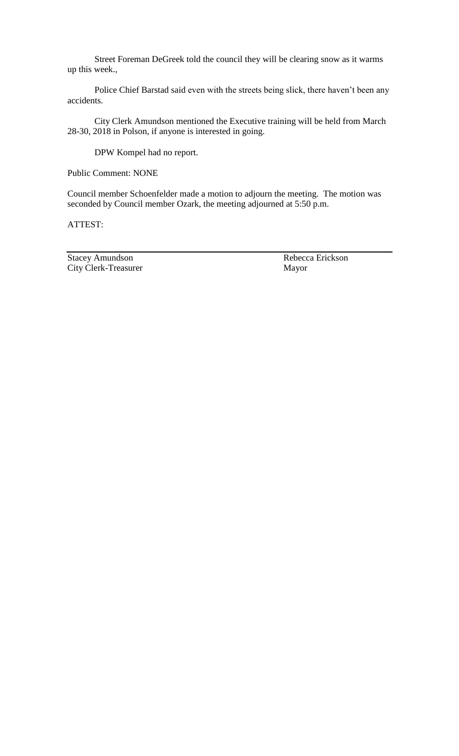Street Foreman DeGreek told the council they will be clearing snow as it warms up this week.,

Police Chief Barstad said even with the streets being slick, there haven't been any accidents.

City Clerk Amundson mentioned the Executive training will be held from March 28-30, 2018 in Polson, if anyone is interested in going.

DPW Kompel had no report.

Public Comment: NONE

Council member Schoenfelder made a motion to adjourn the meeting. The motion was seconded by Council member Ozark, the meeting adjourned at 5:50 p.m.

ATTEST:

Stacey Amundson
City Clerk-Treasurer

Rebecca Erickson
Mayor